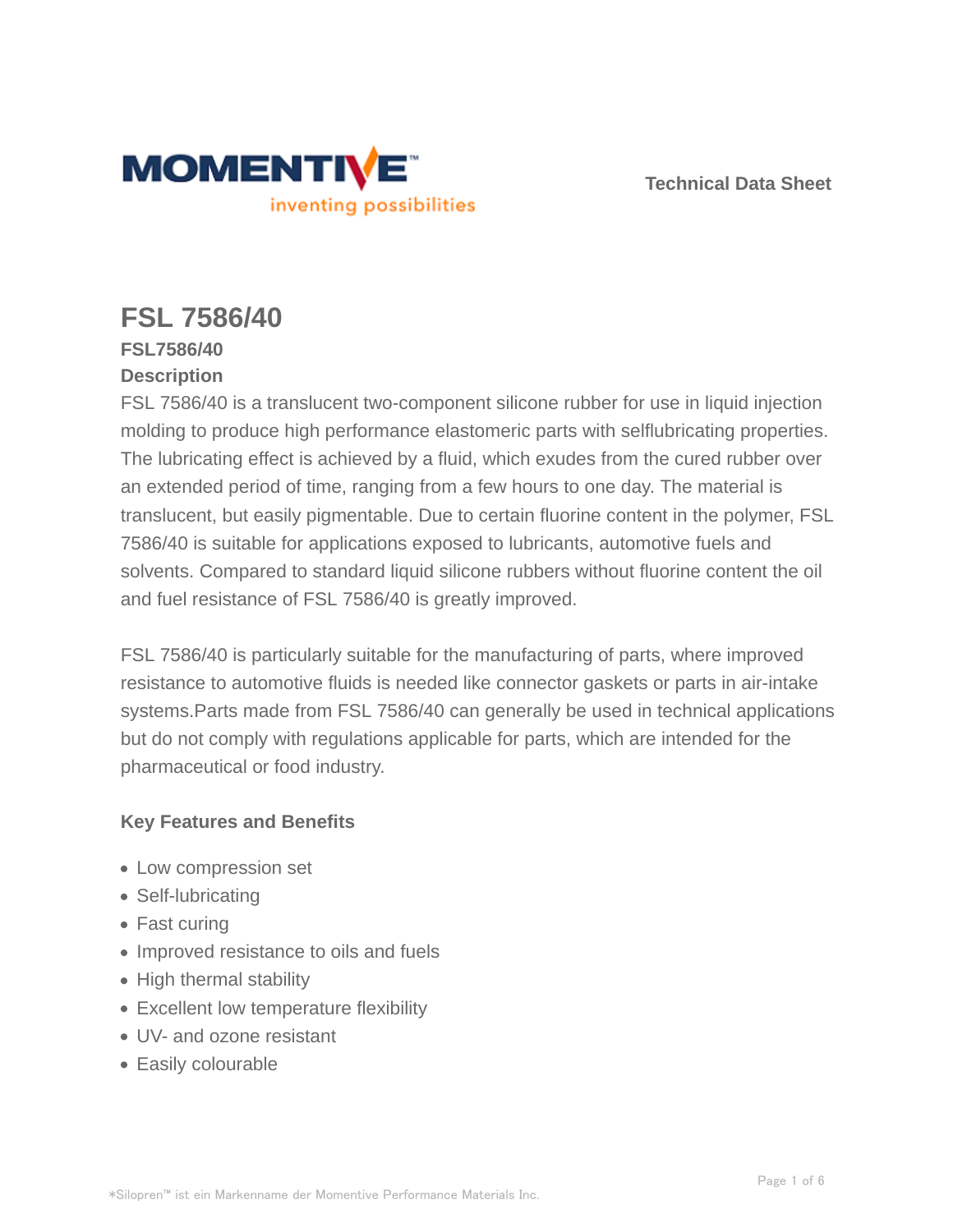Technical Data Sheet

# FSL 7586/40

**FSL7586/40**

## Description

FSL 7586/40 is a translucent two-component silicone rubber for use in liquid injection molding to produce high performance elastomeric parts with selflubricating properties. The lubricating effect is achieved by a fluid, which exudes from the cured rubber over an extended period of time, ranging from a few hours to one day. The material is translucent, but easily pigmentable. Due to certain fluorine content in the polymer, FSL 7586/40 is suitable for applications exposed to lubricants, automotive fuels and solvents. Compared to standard liquid silicone rubbers without fluorine content the oil and fuel resistance of FSL 7586/40 is greatly improved.

FSL 7586/40 is particularly suitable for the manufacturing of parts, where improved resistance to automotive fluids is needed like connector gaskets or parts in air-intake systems.Parts made from FSL 7586/40 can generally be used in technical applications but do not comply with regulations applicable for parts, which are intended for the pharmaceutical or food industry.

## Key Features and Benefits

- Low compression set
- Self-lubricating
- Fast curing
- Improved resistance to oils and fuels
- High thermal stability
- Excellent low temperature flexibility
- UV- and ozone resistant
- Easily colourable

*Silopren™ ist ein Markenname der Momentive Performance Materials Inc.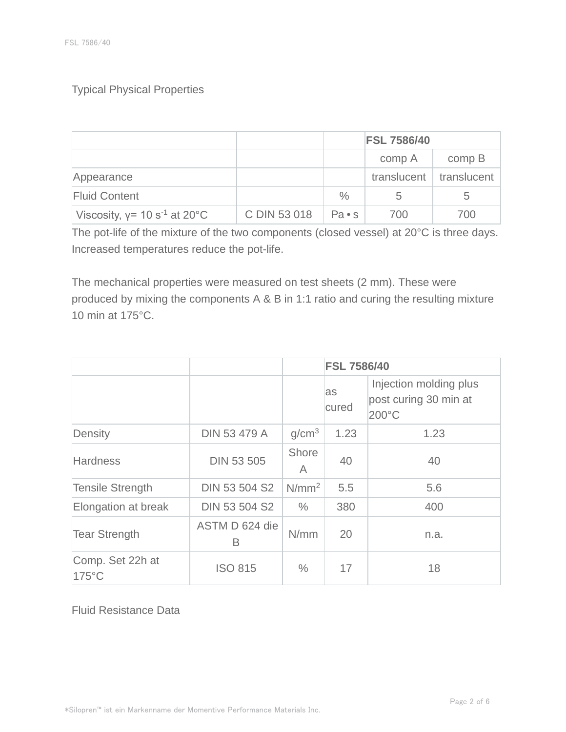Typical Physical Properties

| | | | FSL 7586/40 | |
|---|---|---|---|---|
| | | | comp A | comp B |
| Appearance | | | translucent | translucent |
| Fluid Content | | % | 5 | 5 |
| Viscosity, γ= 10 $s^{-1}$ at 20°C | C DIN 53 018 | Pa • s | 700 | 700 |

The pot-life of the mixture of the two components (closed vessel) at 20°C is three days. Increased temperatures reduce the pot-life.

The mechanical properties were measured on test sheets (2 mm). These were produced by mixing the components A & B in 1:1 ratio and curing the resulting mixture 10 min at 175°C.

| | | | FSL 7586/40 | |
|---|---|---|---|---|
| | | | as cured | Injection molding plus post curing 30 min at 200°C |
| Density | DIN 53 479 A | $g/cm^3$ | 1.23 | 1.23 |
| Hardness | DIN 53 505 | Shore A | 40 | 40 |
| Tensile Strength | DIN 53 504 S2 | $N/mm^2$ | 5.5 | 5.6 |
| Elongation at break | DIN 53 504 S2 | % | 380 | 400 |
| Tear Strength | ASTM D 624 die B | N/mm | 20 | n.a. |
| Comp. Set 22h at 175°C | ISO 815 | % | 17 | 18 |

Fluid Resistance Data

*Silopren™ ist ein Markenname der Momentive Performance Materials Inc.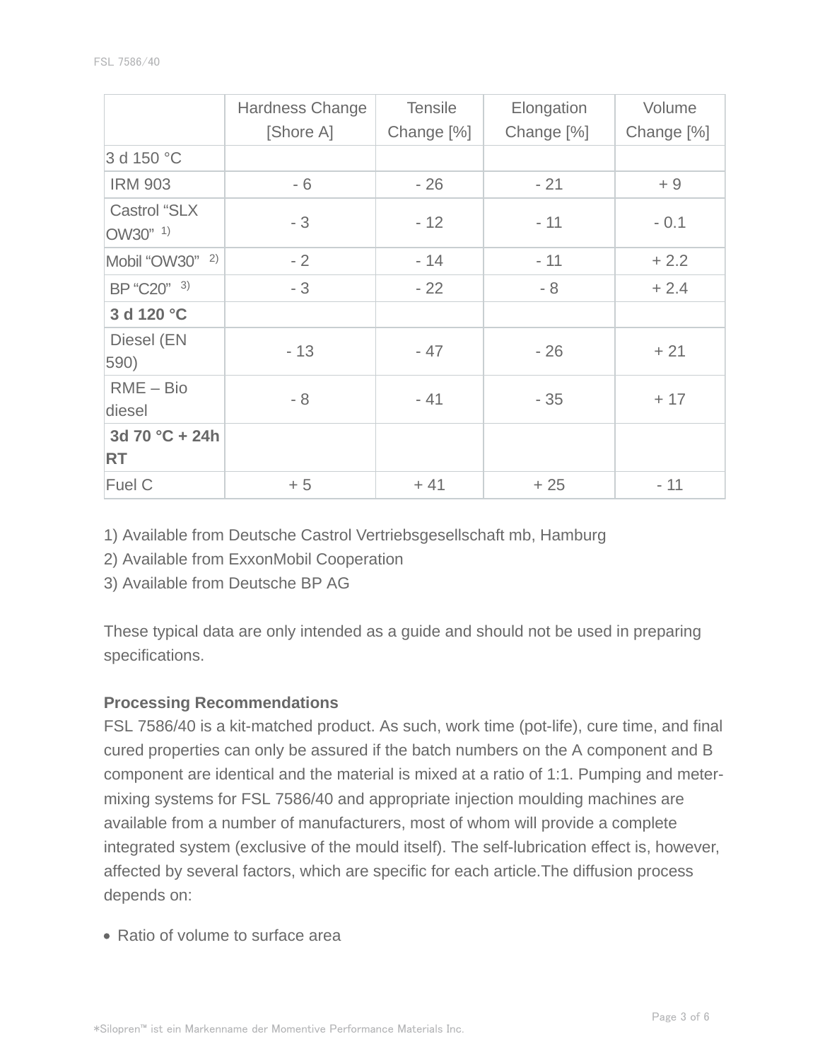| | Hardness Change [Shore A] | Tensile Change [%] | Elongation Change [%] | Volume Change [%] |
|---|---|---|---|---|
| 3 d 150 °C | | | | |
| IRM 903 | - 6 | - 26 | - 21 | + 9 |
| Castrol “SLX OW30” [1] | - 3 | - 12 | - 11 | - 0.1 |
| Mobil “OW30” [2] | - 2 | - 14 | - 11 | + 2.2 |
| BP “C20” [3] | - 3 | - 22 | - 8 | + 2.4 |
| **3 d 120 °C** | | | | |
| Diesel (EN 590) | - 13 | - 47 | - 26 | + 21 |
| RME – Bio diesel | - 8 | - 41 | - 35 | + 17 |
| **3d 70 °C + 24h RT** | | | | |
| Fuel C | + 5 | + 41 | + 25 | - 11 |

1) Available from Deutsche Castrol Vertriebsgesellschaft mb, Hamburg
2) Available from ExxonMobil Cooperation
3) Available from Deutsche BP AG

These typical data are only intended as a guide and should not be used in preparing specifications.

**Processing Recommendations**

FSL 7586/40 is a kit-matched product. As such, work time (pot-life), cure time, and final cured properties can only be assured if the batch numbers on the A component and B component are identical and the material is mixed at a ratio of 1:1. Pumping and meter-mixing systems for FSL 7586/40 and appropriate injection moulding machines are available from a number of manufacturers, most of whom will provide a complete integrated system (exclusive of the mould itself). The self-lubrication effect is, however, affected by several factors, which are specific for each article.The diffusion process depends on:

- Ratio of volume to surface area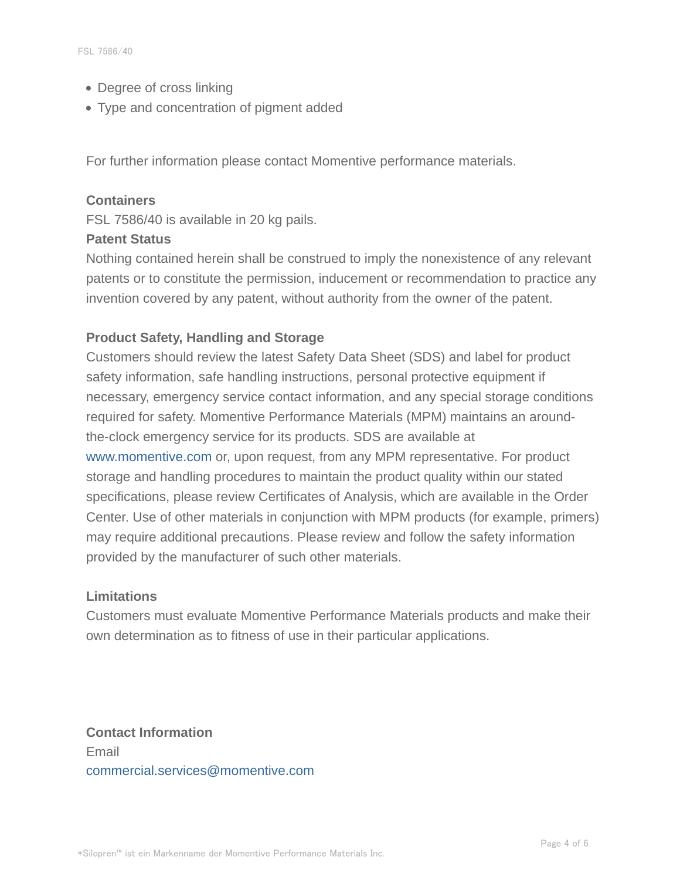- Degree of cross linking
- Type and concentration of pigment added

For further information please contact Momentive performance materials.

**Containers**

FSL 7586/40 is available in 20 kg pails.

**Patent Status**

Nothing contained herein shall be construed to imply the nonexistence of any relevant patents or to constitute the permission, inducement or recommendation to practice any invention covered by any patent, without authority from the owner of the patent.

**Product Safety, Handling and Storage**

Customers should review the latest Safety Data Sheet (SDS) and label for product safety information, safe handling instructions, personal protective equipment if necessary, emergency service contact information, and any special storage conditions required for safety. Momentive Performance Materials (MPM) maintains an around-the-clock emergency service for its products. SDS are available at www.momentive.com or, upon request, from any MPM representative. For product storage and handling procedures to maintain the product quality within our stated specifications, please review Certificates of Analysis, which are available in the Order Center. Use of other materials in conjunction with MPM products (for example, primers) may require additional precautions. Please review and follow the safety information provided by the manufacturer of such other materials.

**Limitations**

Customers must evaluate Momentive Performance Materials products and make their own determination as to fitness of use in their particular applications.

**Contact Information**

Email

commercial.services@momentive.com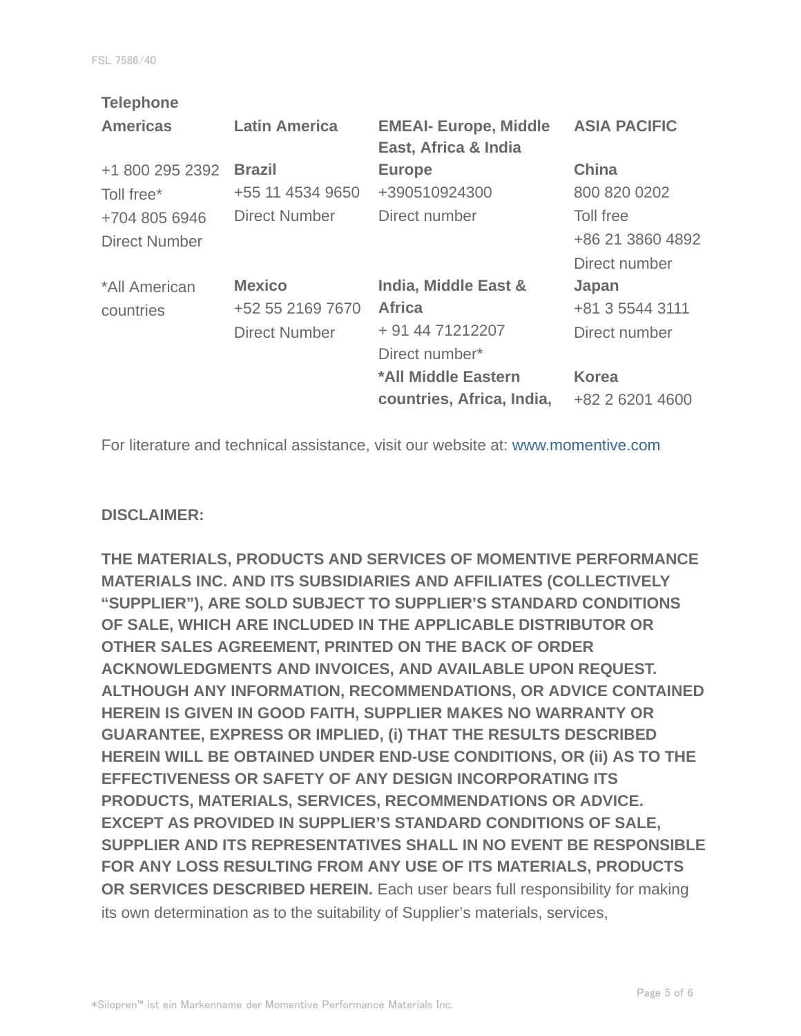**Telephone**

| Americas | Latin America | EMEAI- Europe, Middle East, Africa & India | ASIA PACIFIC |
|---|---|---|---|
| +1 800 295 2392<br>Toll free*<br>+704 805 6946<br>Direct Number | **Brazil**<br>+55 11 4534 9650<br>Direct Number | **Europe**<br>+390510924300<br>Direct number | **China**<br>800 820 0202<br>Toll free<br>+86 21 3860 4892<br>Direct number |
| *All American countries | **Mexico**<br>+52 55 2169 7670<br>Direct Number | **India, Middle East & Africa**<br>+ 91 44 71212207<br>Direct number* | **Japan**<br>+81 3 5544 3111<br>Direct number |
| | | ***All Middle Eastern countries, Africa, India,** | **Korea**<br>+82 2 6201 4600 |

For literature and technical assistance, visit our website at: www.momentive.com

**DISCLAIMER:**

**THE MATERIALS, PRODUCTS AND SERVICES OF MOMENTIVE PERFORMANCE MATERIALS INC. AND ITS SUBSIDIARIES AND AFFILIATES (COLLECTIVELY "SUPPLIER"), ARE SOLD SUBJECT TO SUPPLIER'S STANDARD CONDITIONS OF SALE, WHICH ARE INCLUDED IN THE APPLICABLE DISTRIBUTOR OR OTHER SALES AGREEMENT, PRINTED ON THE BACK OF ORDER ACKNOWLEDGMENTS AND INVOICES, AND AVAILABLE UPON REQUEST. ALTHOUGH ANY INFORMATION, RECOMMENDATIONS, OR ADVICE CONTAINED HEREIN IS GIVEN IN GOOD FAITH, SUPPLIER MAKES NO WARRANTY OR GUARANTEE, EXPRESS OR IMPLIED, (i) THAT THE RESULTS DESCRIBED HEREIN WILL BE OBTAINED UNDER END-USE CONDITIONS, OR (ii) AS TO THE EFFECTIVENESS OR SAFETY OF ANY DESIGN INCORPORATING ITS PRODUCTS, MATERIALS, SERVICES, RECOMMENDATIONS OR ADVICE. EXCEPT AS PROVIDED IN SUPPLIER'S STANDARD CONDITIONS OF SALE, SUPPLIER AND ITS REPRESENTATIVES SHALL IN NO EVENT BE RESPONSIBLE FOR ANY LOSS RESULTING FROM ANY USE OF ITS MATERIALS, PRODUCTS OR SERVICES DESCRIBED HEREIN.** Each user bears full responsibility for making its own determination as to the suitability of Supplier's materials, services,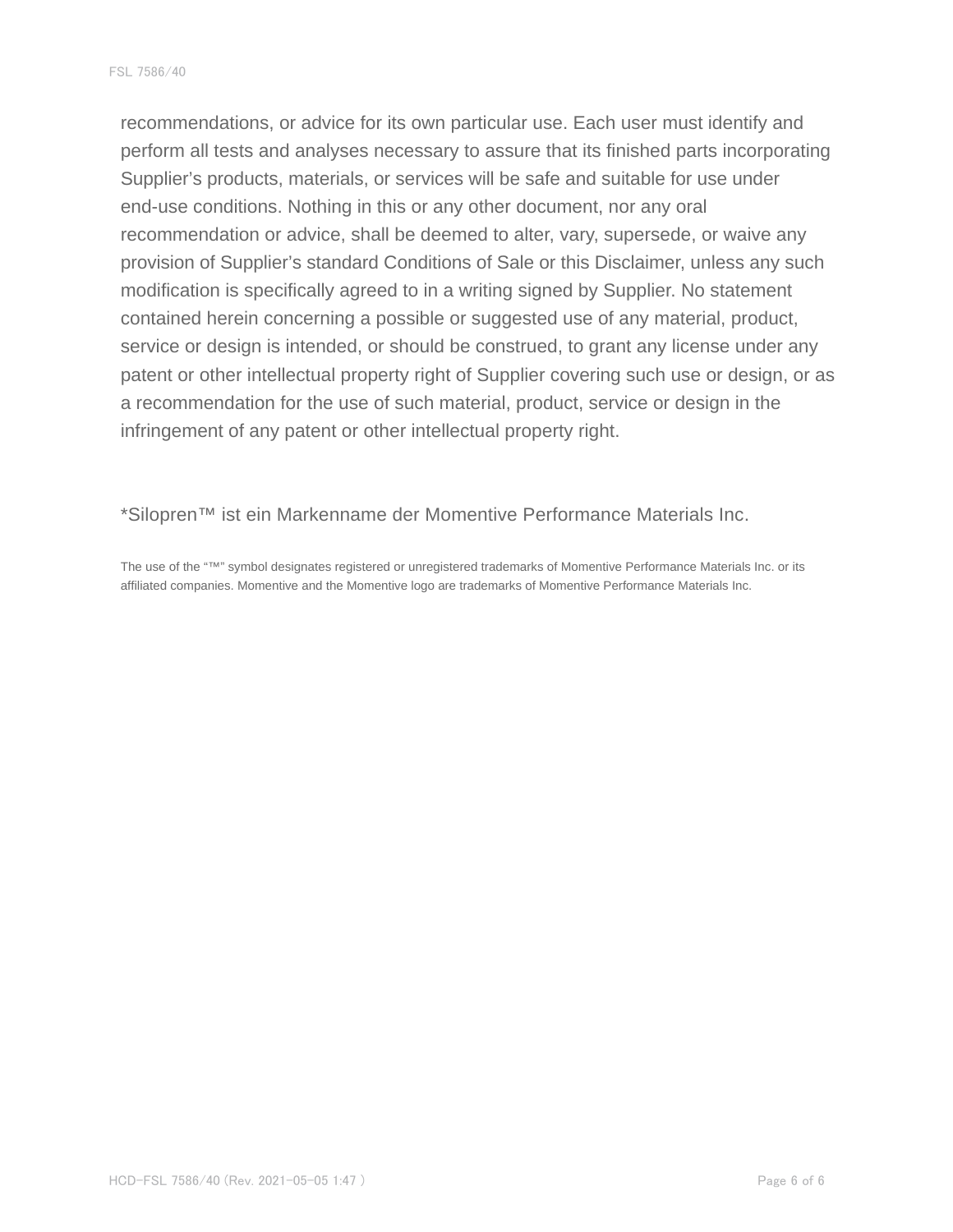recommendations, or advice for its own particular use. Each user must identify and perform all tests and analyses necessary to assure that its finished parts incorporating Supplier's products, materials, or services will be safe and suitable for use under end-use conditions. Nothing in this or any other document, nor any oral recommendation or advice, shall be deemed to alter, vary, supersede, or waive any provision of Supplier's standard Conditions of Sale or this Disclaimer, unless any such modification is specifically agreed to in a writing signed by Supplier. No statement contained herein concerning a possible or suggested use of any material, product, service or design is intended, or should be construed, to grant any license under any patent or other intellectual property right of Supplier covering such use or design, or as a recommendation for the use of such material, product, service or design in the infringement of any patent or other intellectual property right.

*Silopren™ ist ein Markenname der Momentive Performance Materials Inc.

The use of the "™" symbol designates registered or unregistered trademarks of Momentive Performance Materials Inc. or its affiliated companies. Momentive and the Momentive logo are trademarks of Momentive Performance Materials Inc.